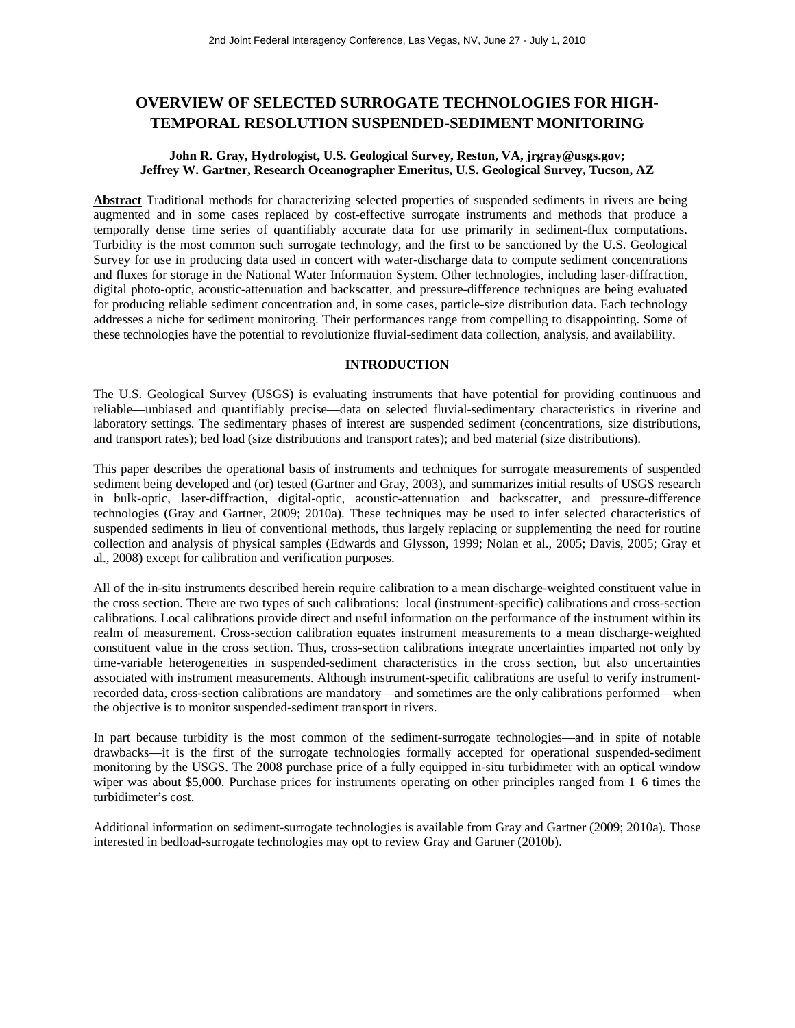# OVERVIEW OF SELECTED SURROGATE TECHNOLOGIES FOR HIGH-TEMPORAL RESOLUTION SUSPENDED-SEDIMENT MONITORING

**John R. Gray, Hydrologist, U.S. Geological Survey, Reston, VA, jrgray@usgs.gov; Jeffrey W. Gartner, Research Oceanographer Emeritus, U.S. Geological Survey, Tucson, AZ**

**Abstract** Traditional methods for characterizing selected properties of suspended sediments in rivers are being augmented and in some cases replaced by cost-effective surrogate instruments and methods that produce a temporally dense time series of quantifiably accurate data for use primarily in sediment-flux computations. Turbidity is the most common such surrogate technology, and the first to be sanctioned by the U.S. Geological Survey for use in producing data used in concert with water-discharge data to compute sediment concentrations and fluxes for storage in the National Water Information System. Other technologies, including laser-diffraction, digital photo-optic, acoustic-attenuation and backscatter, and pressure-difference techniques are being evaluated for producing reliable sediment concentration and, in some cases, particle-size distribution data. Each technology addresses a niche for sediment monitoring. Their performances range from compelling to disappointing. Some of these technologies have the potential to revolutionize fluvial-sediment data collection, analysis, and availability.

## INTRODUCTION

The U.S. Geological Survey (USGS) is evaluating instruments that have potential for providing continuous and reliable—unbiased and quantifiably precise—data on selected fluvial-sedimentary characteristics in riverine and laboratory settings. The sedimentary phases of interest are suspended sediment (concentrations, size distributions, and transport rates); bed load (size distributions and transport rates); and bed material (size distributions).

This paper describes the operational basis of instruments and techniques for surrogate measurements of suspended sediment being developed and (or) tested (Gartner and Gray, 2003), and summarizes initial results of USGS research in bulk-optic, laser-diffraction, digital-optic, acoustic-attenuation and backscatter, and pressure-difference technologies (Gray and Gartner, 2009; 2010a). These techniques may be used to infer selected characteristics of suspended sediments in lieu of conventional methods, thus largely replacing or supplementing the need for routine collection and analysis of physical samples (Edwards and Glysson, 1999; Nolan et al., 2005; Davis, 2005; Gray et al., 2008) except for calibration and verification purposes.

All of the in-situ instruments described herein require calibration to a mean discharge-weighted constituent value in the cross section. There are two types of such calibrations: local (instrument-specific) calibrations and cross-section calibrations. Local calibrations provide direct and useful information on the performance of the instrument within its realm of measurement. Cross-section calibration equates instrument measurements to a mean discharge-weighted constituent value in the cross section. Thus, cross-section calibrations integrate uncertainties imparted not only by time-variable heterogeneities in suspended-sediment characteristics in the cross section, but also uncertainties associated with instrument measurements. Although instrument-specific calibrations are useful to verify instrument-recorded data, cross-section calibrations are mandatory—and sometimes are the only calibrations performed—when the objective is to monitor suspended-sediment transport in rivers.

In part because turbidity is the most common of the sediment-surrogate technologies—and in spite of notable drawbacks—it is the first of the surrogate technologies formally accepted for operational suspended-sediment monitoring by the USGS. The 2008 purchase price of a fully equipped in-situ turbidimeter with an optical window wiper was about \$5,000. Purchase prices for instruments operating on other principles ranged from 1–6 times the turbidimeter's cost.

Additional information on sediment-surrogate technologies is available from Gray and Gartner (2009; 2010a). Those interested in bedload-surrogate technologies may opt to review Gray and Gartner (2010b).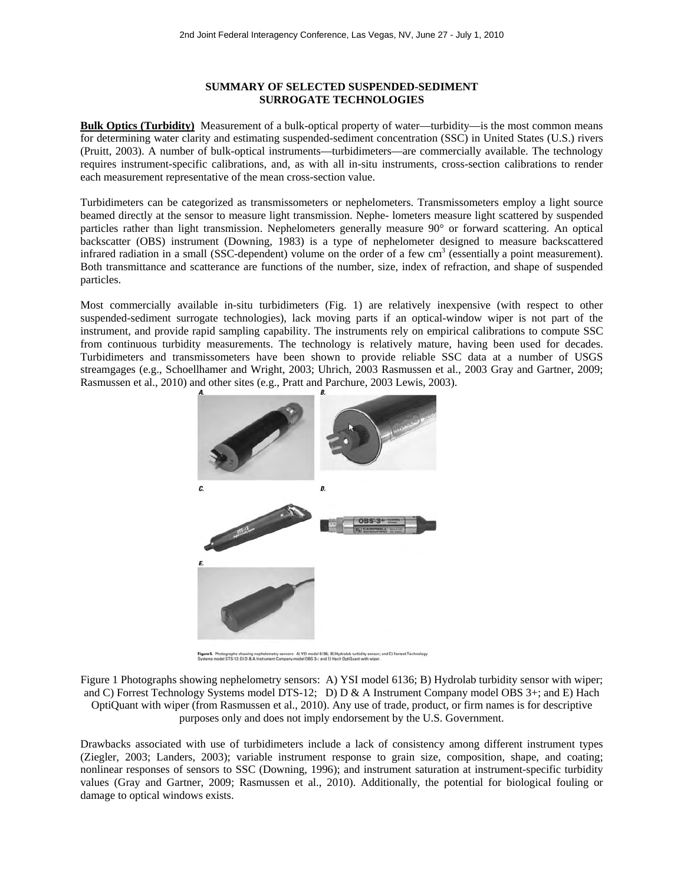**SUMMARY OF SELECTED SUSPENDED-SEDIMENT SURROGATE TECHNOLOGIES**

**Bulk Optics (Turbidity)** Measurement of a bulk-optical property of water—turbidity—is the most common means for determining water clarity and estimating suspended-sediment concentration (SSC) in United States (U.S.) rivers (Pruitt, 2003). A number of bulk-optical instruments—turbidimeters—are commercially available. The technology requires instrument-specific calibrations, and, as with all in-situ instruments, cross-section calibrations to render each measurement representative of the mean cross-section value.

Turbidimeters can be categorized as transmissometers or nephelometers. Transmissometers employ a light source beamed directly at the sensor to measure light transmission. Nephe- lometers measure light scattered by suspended particles rather than light transmission. Nephelometers generally measure 90° or forward scattering. An optical backscatter (OBS) instrument (Downing, 1983) is a type of nephelometer designed to measure backscattered infrared radiation in a small (SSC-dependent) volume on the order of a few $cm^3$ (essentially a point measurement). Both transmittance and scatterance are functions of the number, size, index of refraction, and shape of suspended particles.

Most commercially available in-situ turbidimeters (Fig. 1) are relatively inexpensive (with respect to other suspended-sediment surrogate technologies), lack moving parts if an optical-window wiper is not part of the instrument, and provide rapid sampling capability. The instruments rely on empirical calibrations to compute SSC from continuous turbidity measurements. The technology is relatively mature, having been used for decades. Turbidimeters and transmissometers have been shown to provide reliable SSC data at a number of USGS streamgages (e.g., Schoellhamer and Wright, 2003; Uhrich, 2003 Rasmussen et al., 2003 Gray and Gartner, 2009; Rasmussen et al., 2010) and other sites (e.g., Pratt and Parchure, 2003 Lewis, 2003).

Figure 1 Photographs showing nephelometry sensors: A) YSI model 6136; B) Hydrolab turbidity sensor with wiper; and C) Forrest Technology Systems model DTS-12; D) D & A Instrument Company model OBS 3+; and E) Hach OptiQuant with wiper (from Rasmussen et al., 2010). Any use of trade, product, or firm names is for descriptive purposes only and does not imply endorsement by the U.S. Government.

Drawbacks associated with use of turbidimeters include a lack of consistency among different instrument types (Ziegler, 2003; Landers, 2003); variable instrument response to grain size, composition, shape, and coating; nonlinear responses of sensors to SSC (Downing, 1996); and instrument saturation at instrument-specific turbidity values (Gray and Gartner, 2009; Rasmussen et al., 2010). Additionally, the potential for biological fouling or damage to optical windows exists.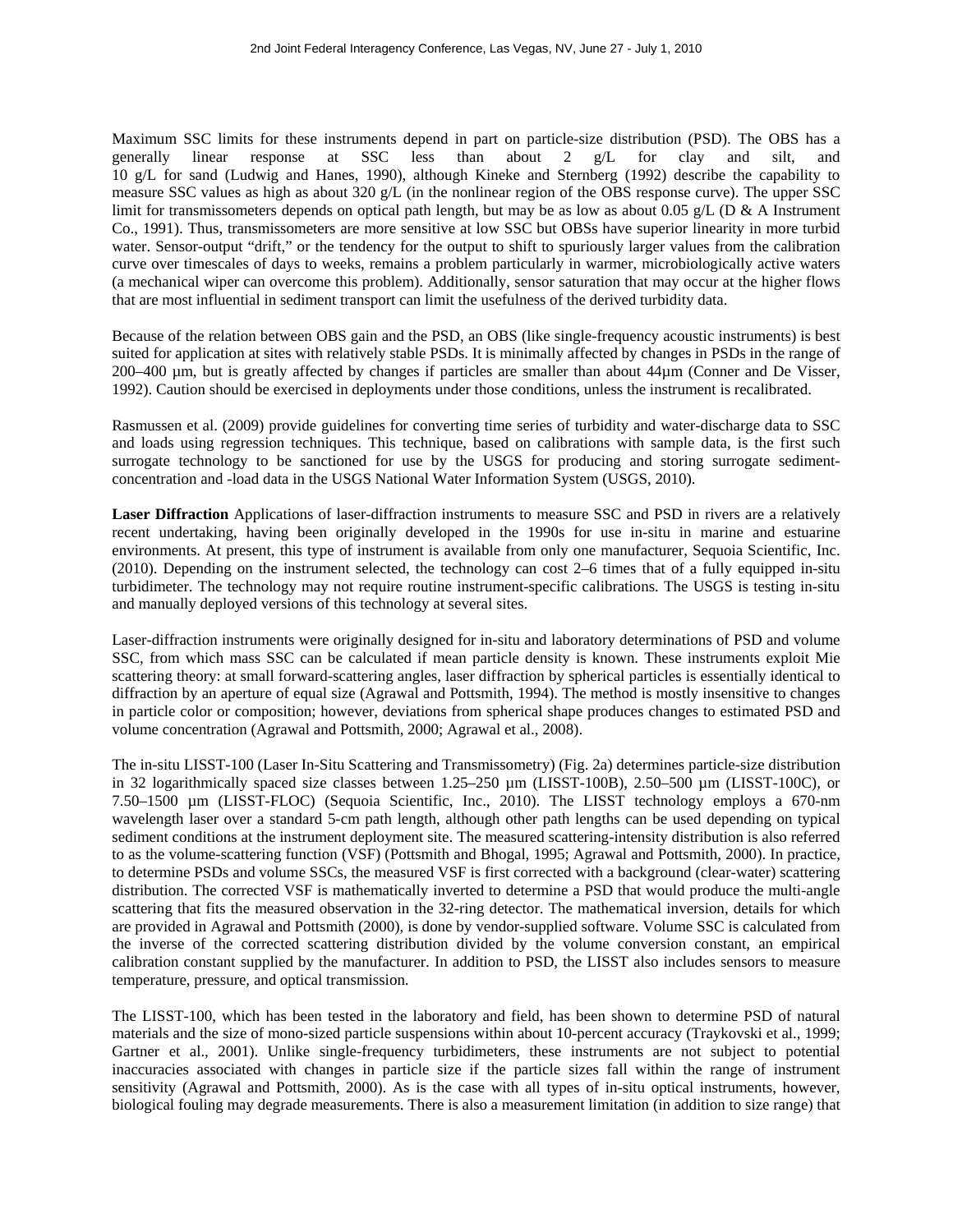Maximum SSC limits for these instruments depend in part on particle-size distribution (PSD). The OBS has a generally linear response at SSC less than about 2 g/L for clay and silt, and 10 g/L for sand (Ludwig and Hanes, 1990), although Kineke and Sternberg (1992) describe the capability to measure SSC values as high as about 320 g/L (in the nonlinear region of the OBS response curve). The upper SSC limit for transmissometers depends on optical path length, but may be as low as about 0.05 g/L (D & A Instrument Co., 1991). Thus, transmissometers are more sensitive at low SSC but OBSs have superior linearity in more turbid water. Sensor-output "drift," or the tendency for the output to shift to spuriously larger values from the calibration curve over timescales of days to weeks, remains a problem particularly in warmer, microbiologically active waters (a mechanical wiper can overcome this problem). Additionally, sensor saturation that may occur at the higher flows that are most influential in sediment transport can limit the usefulness of the derived turbidity data.

Because of the relation between OBS gain and the PSD, an OBS (like single-frequency acoustic instruments) is best suited for application at sites with relatively stable PSDs. It is minimally affected by changes in PSDs in the range of 200–400 µm, but is greatly affected by changes if particles are smaller than about 44µm (Conner and De Visser, 1992). Caution should be exercised in deployments under those conditions, unless the instrument is recalibrated.

Rasmussen et al. (2009) provide guidelines for converting time series of turbidity and water-discharge data to SSC and loads using regression techniques. This technique, based on calibrations with sample data, is the first such surrogate technology to be sanctioned for use by the USGS for producing and storing surrogate sediment-concentration and -load data in the USGS National Water Information System (USGS, 2010).

**Laser Diffraction** Applications of laser-diffraction instruments to measure SSC and PSD in rivers are a relatively recent undertaking, having been originally developed in the 1990s for use in-situ in marine and estuarine environments. At present, this type of instrument is available from only one manufacturer, Sequoia Scientific, Inc. (2010). Depending on the instrument selected, the technology can cost 2–6 times that of a fully equipped in-situ turbidimeter. The technology may not require routine instrument-specific calibrations. The USGS is testing in-situ and manually deployed versions of this technology at several sites.

Laser-diffraction instruments were originally designed for in-situ and laboratory determinations of PSD and volume SSC, from which mass SSC can be calculated if mean particle density is known. These instruments exploit Mie scattering theory: at small forward-scattering angles, laser diffraction by spherical particles is essentially identical to diffraction by an aperture of equal size (Agrawal and Pottsmith, 1994). The method is mostly insensitive to changes in particle color or composition; however, deviations from spherical shape produces changes to estimated PSD and volume concentration (Agrawal and Pottsmith, 2000; Agrawal et al., 2008).

The in-situ LISST-100 (Laser In-Situ Scattering and Transmissometry) (Fig. 2a) determines particle-size distribution in 32 logarithmically spaced size classes between 1.25–250 µm (LISST-100B), 2.50–500 µm (LISST-100C), or 7.50–1500 µm (LISST-FLOC) (Sequoia Scientific, Inc., 2010). The LISST technology employs a 670-nm wavelength laser over a standard 5-cm path length, although other path lengths can be used depending on typical sediment conditions at the instrument deployment site. The measured scattering-intensity distribution is also referred to as the volume-scattering function (VSF) (Pottsmith and Bhogal, 1995; Agrawal and Pottsmith, 2000). In practice, to determine PSDs and volume SSCs, the measured VSF is first corrected with a background (clear-water) scattering distribution. The corrected VSF is mathematically inverted to determine a PSD that would produce the multi-angle scattering that fits the measured observation in the 32-ring detector. The mathematical inversion, details for which are provided in Agrawal and Pottsmith (2000), is done by vendor-supplied software. Volume SSC is calculated from the inverse of the corrected scattering distribution divided by the volume conversion constant, an empirical calibration constant supplied by the manufacturer. In addition to PSD, the LISST also includes sensors to measure temperature, pressure, and optical transmission.

The LISST-100, which has been tested in the laboratory and field, has been shown to determine PSD of natural materials and the size of mono-sized particle suspensions within about 10-percent accuracy (Traykovski et al., 1999; Gartner et al., 2001). Unlike single-frequency turbidimeters, these instruments are not subject to potential inaccuracies associated with changes in particle size if the particle sizes fall within the range of instrument sensitivity (Agrawal and Pottsmith, 2000). As is the case with all types of in-situ optical instruments, however, biological fouling may degrade measurements. There is also a measurement limitation (in addition to size range) that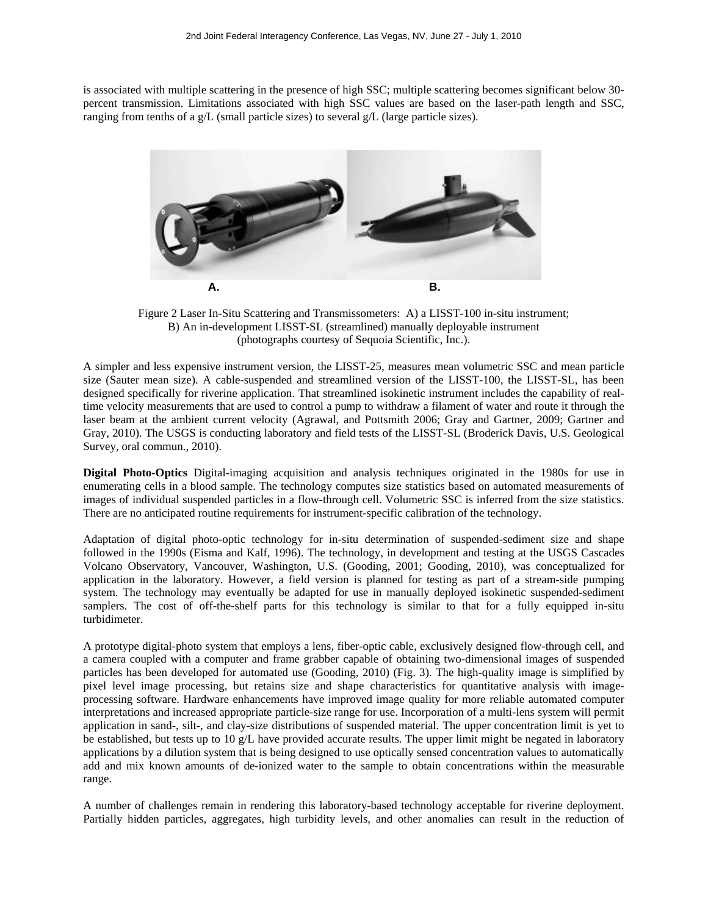is associated with multiple scattering in the presence of high SSC; multiple scattering becomes significant below 30-percent transmission. Limitations associated with high SSC values are based on the laser-path length and SSC, ranging from tenths of a g/L (small particle sizes) to several g/L (large particle sizes).

A. B.

Figure 2 Laser In-Situ Scattering and Transmissometers: A) a LISST-100 in-situ instrument; B) An in-development LISST-SL (streamlined) manually deployable instrument (photographs courtesy of Sequoia Scientific, Inc.).

A simpler and less expensive instrument version, the LISST-25, measures mean volumetric SSC and mean particle size (Sauter mean size). A cable-suspended and streamlined version of the LISST-100, the LISST-SL, has been designed specifically for riverine application. That streamlined isokinetic instrument includes the capability of real-time velocity measurements that are used to control a pump to withdraw a filament of water and route it through the laser beam at the ambient current velocity (Agrawal, and Pottsmith 2006; Gray and Gartner, 2009; Gartner and Gray, 2010). The USGS is conducting laboratory and field tests of the LISST-SL (Broderick Davis, U.S. Geological Survey, oral commun., 2010).

**Digital Photo-Optics** Digital-imaging acquisition and analysis techniques originated in the 1980s for use in enumerating cells in a blood sample. The technology computes size statistics based on automated measurements of images of individual suspended particles in a flow-through cell. Volumetric SSC is inferred from the size statistics. There are no anticipated routine requirements for instrument-specific calibration of the technology.

Adaptation of digital photo-optic technology for in-situ determination of suspended-sediment size and shape followed in the 1990s (Eisma and Kalf, 1996). The technology, in development and testing at the USGS Cascades Volcano Observatory, Vancouver, Washington, U.S. (Gooding, 2001; Gooding, 2010), was conceptualized for application in the laboratory. However, a field version is planned for testing as part of a stream-side pumping system. The technology may eventually be adapted for use in manually deployed isokinetic suspended-sediment samplers. The cost of off-the-shelf parts for this technology is similar to that for a fully equipped in-situ turbidimeter.

A prototype digital-photo system that employs a lens, fiber-optic cable, exclusively designed flow-through cell, and a camera coupled with a computer and frame grabber capable of obtaining two-dimensional images of suspended particles has been developed for automated use (Gooding, 2010) (Fig. 3). The high-quality image is simplified by pixel level image processing, but retains size and shape characteristics for quantitative analysis with image-processing software. Hardware enhancements have improved image quality for more reliable automated computer interpretations and increased appropriate particle-size range for use. Incorporation of a multi-lens system will permit application in sand-, silt-, and clay-size distributions of suspended material. The upper concentration limit is yet to be established, but tests up to 10 g/L have provided accurate results. The upper limit might be negated in laboratory applications by a dilution system that is being designed to use optically sensed concentration values to automatically add and mix known amounts of de-ionized water to the sample to obtain concentrations within the measurable range.

A number of challenges remain in rendering this laboratory-based technology acceptable for riverine deployment. Partially hidden particles, aggregates, high turbidity levels, and other anomalies can result in the reduction of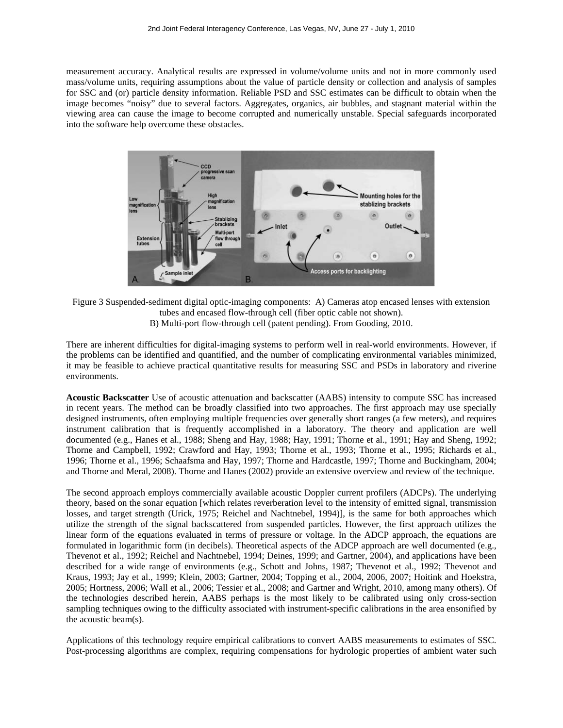measurement accuracy. Analytical results are expressed in volume/volume units and not in more commonly used mass/volume units, requiring assumptions about the value of particle density or collection and analysis of samples for SSC and (or) particle density information. Reliable PSD and SSC estimates can be difficult to obtain when the image becomes "noisy" due to several factors. Aggregates, organics, air bubbles, and stagnant material within the viewing area can cause the image to become corrupted and numerically unstable. Special safeguards incorporated into the software help overcome these obstacles.

Figure 3 Suspended-sediment digital optic-imaging components: A) Cameras atop encased lenses with extension tubes and encased flow-through cell (fiber optic cable not shown). B) Multi-port flow-through cell (patent pending). From Gooding, 2010.

There are inherent difficulties for digital-imaging systems to perform well in real-world environments. However, if the problems can be identified and quantified, and the number of complicating environmental variables minimized, it may be feasible to achieve practical quantitative results for measuring SSC and PSDs in laboratory and riverine environments.

**Acoustic Backscatter** Use of acoustic attenuation and backscatter (AABS) intensity to compute SSC has increased in recent years. The method can be broadly classified into two approaches. The first approach may use specially designed instruments, often employing multiple frequencies over generally short ranges (a few meters), and requires instrument calibration that is frequently accomplished in a laboratory. The theory and application are well documented (e.g., Hanes et al., 1988; Sheng and Hay, 1988; Hay, 1991; Thorne et al., 1991; Hay and Sheng, 1992; Thorne and Campbell, 1992; Crawford and Hay, 1993; Thorne et al., 1993; Thorne et al., 1995; Richards et al., 1996; Thorne et al., 1996; Schaafsma and Hay, 1997; Thorne and Hardcastle, 1997; Thorne and Buckingham, 2004; and Thorne and Meral, 2008). Thorne and Hanes (2002) provide an extensive overview and review of the technique.

The second approach employs commercially available acoustic Doppler current profilers (ADCPs). The underlying theory, based on the sonar equation [which relates reverberation level to the intensity of emitted signal, transmission losses, and target strength (Urick, 1975; Reichel and Nachtnebel, 1994)], is the same for both approaches which utilize the strength of the signal backscattered from suspended particles. However, the first approach utilizes the linear form of the equations evaluated in terms of pressure or voltage. In the ADCP approach, the equations are formulated in logarithmic form (in decibels). Theoretical aspects of the ADCP approach are well documented (e.g., Thevenot et al., 1992; Reichel and Nachtnebel, 1994; Deines, 1999; and Gartner, 2004), and applications have been described for a wide range of environments (e.g., Schott and Johns, 1987; Thevenot et al., 1992; Thevenot and Kraus, 1993; Jay et al., 1999; Klein, 2003; Gartner, 2004; Topping et al., 2004, 2006, 2007; Hoitink and Hoekstra, 2005; Hortness, 2006; Wall et al., 2006; Tessier et al., 2008; and Gartner and Wright, 2010, among many others). Of the technologies described herein, AABS perhaps is the most likely to be calibrated using only cross-section sampling techniques owing to the difficulty associated with instrument-specific calibrations in the area ensonified by the acoustic beam(s).

Applications of this technology require empirical calibrations to convert AABS measurements to estimates of SSC. Post-processing algorithms are complex, requiring compensations for hydrologic properties of ambient water such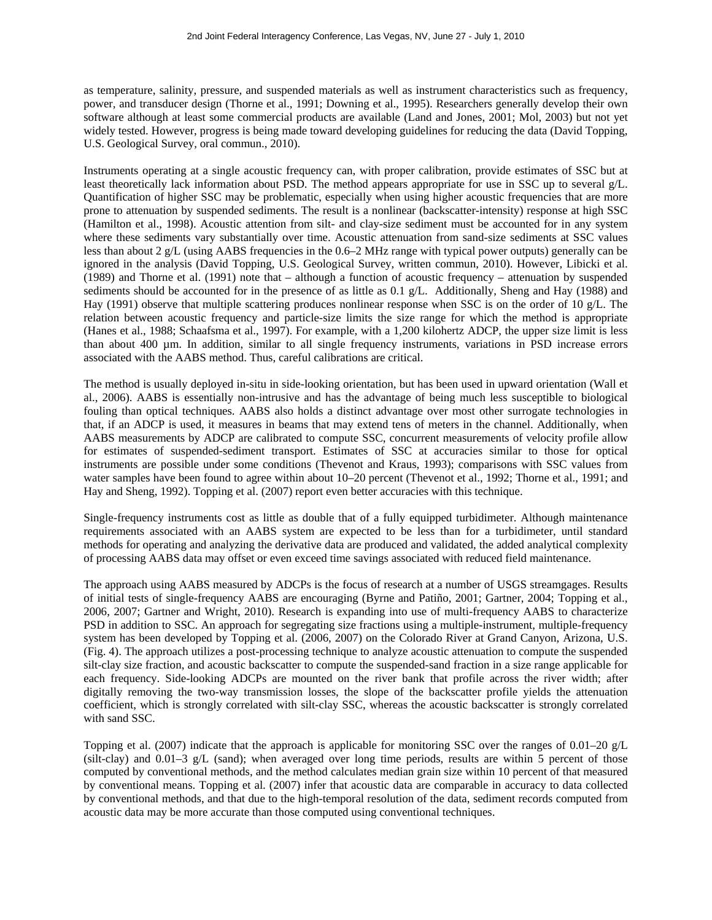as temperature, salinity, pressure, and suspended materials as well as instrument characteristics such as frequency, power, and transducer design (Thorne et al., 1991; Downing et al., 1995). Researchers generally develop their own software although at least some commercial products are available (Land and Jones, 2001; Mol, 2003) but not yet widely tested. However, progress is being made toward developing guidelines for reducing the data (David Topping, U.S. Geological Survey, oral commun., 2010).

Instruments operating at a single acoustic frequency can, with proper calibration, provide estimates of SSC but at least theoretically lack information about PSD. The method appears appropriate for use in SSC up to several g/L. Quantification of higher SSC may be problematic, especially when using higher acoustic frequencies that are more prone to attenuation by suspended sediments. The result is a nonlinear (backscatter-intensity) response at high SSC (Hamilton et al., 1998). Acoustic attention from silt- and clay-size sediment must be accounted for in any system where these sediments vary substantially over time. Acoustic attenuation from sand-size sediments at SSC values less than about 2 g/L (using AABS frequencies in the 0.6–2 MHz range with typical power outputs) generally can be ignored in the analysis (David Topping, U.S. Geological Survey, written commun, 2010). However, Libicki et al. (1989) and Thorne et al. (1991) note that – although a function of acoustic frequency – attenuation by suspended sediments should be accounted for in the presence of as little as 0.1 g/L. Additionally, Sheng and Hay (1988) and Hay (1991) observe that multiple scattering produces nonlinear response when SSC is on the order of 10 g/L. The relation between acoustic frequency and particle-size limits the size range for which the method is appropriate (Hanes et al., 1988; Schaafsma et al., 1997). For example, with a 1,200 kilohertz ADCP, the upper size limit is less than about 400 µm. In addition, similar to all single frequency instruments, variations in PSD increase errors associated with the AABS method. Thus, careful calibrations are critical.

The method is usually deployed in-situ in side-looking orientation, but has been used in upward orientation (Wall et al., 2006). AABS is essentially non-intrusive and has the advantage of being much less susceptible to biological fouling than optical techniques. AABS also holds a distinct advantage over most other surrogate technologies in that, if an ADCP is used, it measures in beams that may extend tens of meters in the channel. Additionally, when AABS measurements by ADCP are calibrated to compute SSC, concurrent measurements of velocity profile allow for estimates of suspended-sediment transport. Estimates of SSC at accuracies similar to those for optical instruments are possible under some conditions (Thevenot and Kraus, 1993); comparisons with SSC values from water samples have been found to agree within about 10–20 percent (Thevenot et al., 1992; Thorne et al., 1991; and Hay and Sheng, 1992). Topping et al. (2007) report even better accuracies with this technique.

Single-frequency instruments cost as little as double that of a fully equipped turbidimeter. Although maintenance requirements associated with an AABS system are expected to be less than for a turbidimeter, until standard methods for operating and analyzing the derivative data are produced and validated, the added analytical complexity of processing AABS data may offset or even exceed time savings associated with reduced field maintenance.

The approach using AABS measured by ADCPs is the focus of research at a number of USGS streamgages. Results of initial tests of single-frequency AABS are encouraging (Byrne and Patiño, 2001; Gartner, 2004; Topping et al., 2006, 2007; Gartner and Wright, 2010). Research is expanding into use of multi-frequency AABS to characterize PSD in addition to SSC. An approach for segregating size fractions using a multiple-instrument, multiple-frequency system has been developed by Topping et al. (2006, 2007) on the Colorado River at Grand Canyon, Arizona, U.S. (Fig. 4). The approach utilizes a post-processing technique to analyze acoustic attenuation to compute the suspended silt-clay size fraction, and acoustic backscatter to compute the suspended-sand fraction in a size range applicable for each frequency. Side-looking ADCPs are mounted on the river bank that profile across the river width; after digitally removing the two-way transmission losses, the slope of the backscatter profile yields the attenuation coefficient, which is strongly correlated with silt-clay SSC, whereas the acoustic backscatter is strongly correlated with sand SSC.

Topping et al. (2007) indicate that the approach is applicable for monitoring SSC over the ranges of 0.01–20 g/L (silt-clay) and 0.01–3 g/L (sand); when averaged over long time periods, results are within 5 percent of those computed by conventional methods, and the method calculates median grain size within 10 percent of that measured by conventional means. Topping et al. (2007) infer that acoustic data are comparable in accuracy to data collected by conventional methods, and that due to the high-temporal resolution of the data, sediment records computed from acoustic data may be more accurate than those computed using conventional techniques.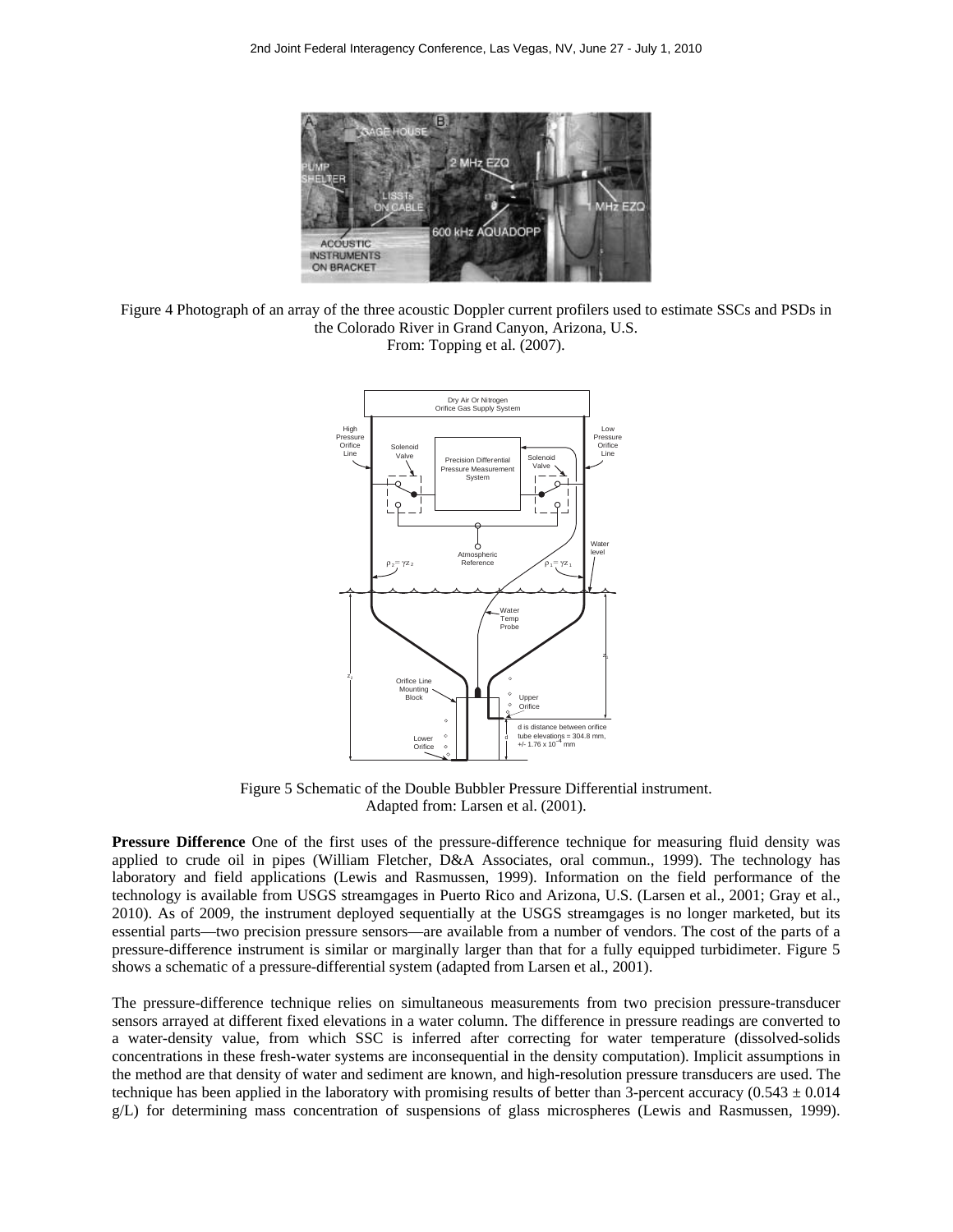Figure 4 Photograph of an array of the three acoustic Doppler current profilers used to estimate SSCs and PSDs in the Colorado River in Grand Canyon, Arizona, U.S.
From: Topping et al. (2007).

Figure 5 Schematic of the Double Bubbler Pressure Differential instrument.
Adapted from: Larsen et al. (2001).

**Pressure Difference** One of the first uses of the pressure-difference technique for measuring fluid density was applied to crude oil in pipes (William Fletcher, D&A Associates, oral commun., 1999). The technology has laboratory and field applications (Lewis and Rasmussen, 1999). Information on the field performance of the technology is available from USGS streamgages in Puerto Rico and Arizona, U.S. (Larsen et al., 2001; Gray et al., 2010). As of 2009, the instrument deployed sequentially at the USGS streamgages is no longer marketed, but its essential parts—two precision pressure sensors—are available from a number of vendors. The cost of the parts of a pressure-difference instrument is similar or marginally larger than that for a fully equipped turbidimeter. Figure 5 shows a schematic of a pressure-differential system (adapted from Larsen et al., 2001).

The pressure-difference technique relies on simultaneous measurements from two precision pressure-transducer sensors arrayed at different fixed elevations in a water column. The difference in pressure readings are converted to a water-density value, from which SSC is inferred after correcting for water temperature (dissolved-solids concentrations in these fresh-water systems are inconsequential in the density computation). Implicit assumptions in the method are that density of water and sediment are known, and high-resolution pressure transducers are used. The technique has been applied in the laboratory with promising results of better than 3-percent accuracy ($0.543 \pm 0.014$ g/L) for determining mass concentration of suspensions of glass microspheres (Lewis and Rasmussen, 1999).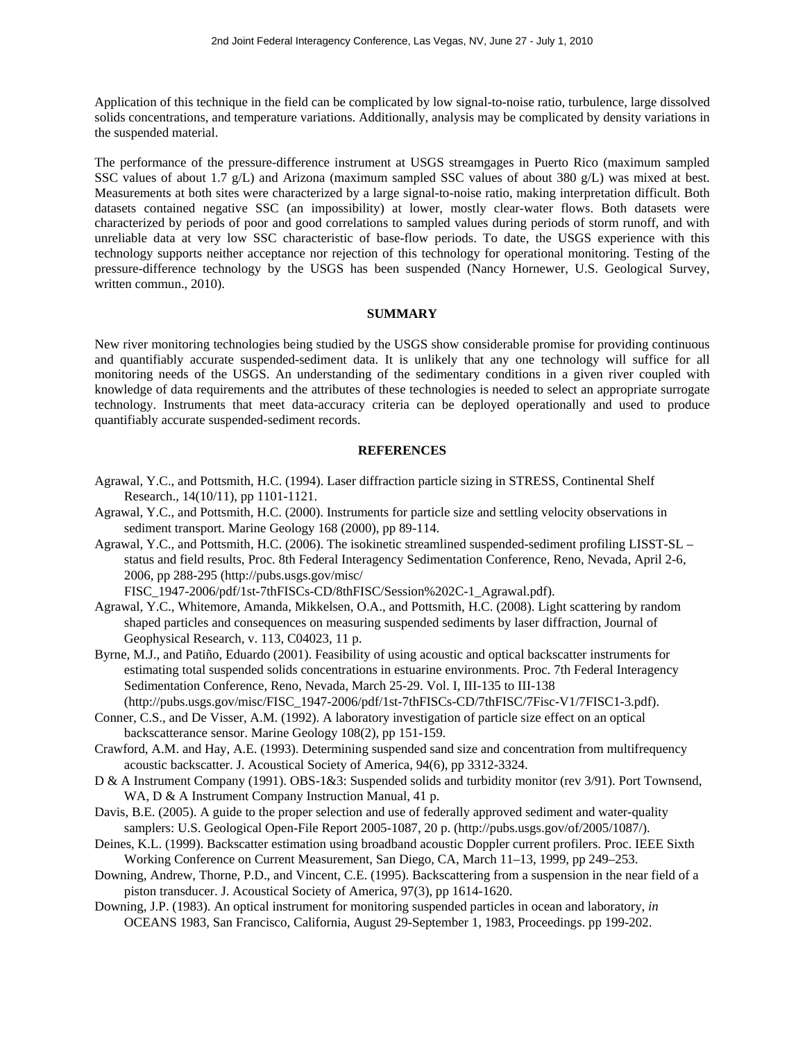Application of this technique in the field can be complicated by low signal-to-noise ratio, turbulence, large dissolved solids concentrations, and temperature variations. Additionally, analysis may be complicated by density variations in the suspended material.

The performance of the pressure-difference instrument at USGS streamgages in Puerto Rico (maximum sampled SSC values of about 1.7 g/L) and Arizona (maximum sampled SSC values of about 380 g/L) was mixed at best. Measurements at both sites were characterized by a large signal-to-noise ratio, making interpretation difficult. Both datasets contained negative SSC (an impossibility) at lower, mostly clear-water flows. Both datasets were characterized by periods of poor and good correlations to sampled values during periods of storm runoff, and with unreliable data at very low SSC characteristic of base-flow periods. To date, the USGS experience with this technology supports neither acceptance nor rejection of this technology for operational monitoring. Testing of the pressure-difference technology by the USGS has been suspended (Nancy Hornewer, U.S. Geological Survey, written commun., 2010).

## SUMMARY

New river monitoring technologies being studied by the USGS show considerable promise for providing continuous and quantifiably accurate suspended-sediment data. It is unlikely that any one technology will suffice for all monitoring needs of the USGS. An understanding of the sedimentary conditions in a given river coupled with knowledge of data requirements and the attributes of these technologies is needed to select an appropriate surrogate technology. Instruments that meet data-accuracy criteria can be deployed operationally and used to produce quantifiably accurate suspended-sediment records.

## REFERENCES

Agrawal, Y.C., and Pottsmith, H.C. (1994). Laser diffraction particle sizing in STRESS, Continental Shelf Research., 14(10/11), pp 1101-1121.

Agrawal, Y.C., and Pottsmith, H.C. (2000). Instruments for particle size and settling velocity observations in sediment transport. Marine Geology 168 (2000), pp 89-114.

Agrawal, Y.C., and Pottsmith, H.C. (2006). The isokinetic streamlined suspended-sediment profiling LISST-SL – status and field results, Proc. 8th Federal Interagency Sedimentation Conference, Reno, Nevada, April 2-6, 2006, pp 288-295 (http://pubs.usgs.gov/misc/FISC_1947-2006/pdf/1st-7thFISCs-CD/8thFISC/Session%202C-1_Agrawal.pdf).

Agrawal, Y.C., Whitemore, Amanda, Mikkelsen, O.A., and Pottsmith, H.C. (2008). Light scattering by random shaped particles and consequences on measuring suspended sediments by laser diffraction, Journal of Geophysical Research, v. 113, C04023, 11 p.

Byrne, M.J., and Patiño, Eduardo (2001). Feasibility of using acoustic and optical backscatter instruments for estimating total suspended solids concentrations in estuarine environments. Proc. 7th Federal Interagency Sedimentation Conference, Reno, Nevada, March 25-29. Vol. I, III-135 to III-138 (http://pubs.usgs.gov/misc/FISC_1947-2006/pdf/1st-7thFISCs-CD/7thFISC/7Fisc-V1/7FISC1-3.pdf).

Conner, C.S., and De Visser, A.M. (1992). A laboratory investigation of particle size effect on an optical backscatterance sensor. Marine Geology 108(2), pp 151-159.

Crawford, A.M. and Hay, A.E. (1993). Determining suspended sand size and concentration from multifrequency acoustic backscatter. J. Acoustical Society of America, 94(6), pp 3312-3324.

D & A Instrument Company (1991). OBS-1&3: Suspended solids and turbidity monitor (rev 3/91). Port Townsend, WA, D & A Instrument Company Instruction Manual, 41 p.

Davis, B.E. (2005). A guide to the proper selection and use of federally approved sediment and water-quality samplers: U.S. Geological Open-File Report 2005-1087, 20 p. (http://pubs.usgs.gov/of/2005/1087/).

Deines, K.L. (1999). Backscatter estimation using broadband acoustic Doppler current profilers. Proc. IEEE Sixth Working Conference on Current Measurement, San Diego, CA, March 11–13, 1999, pp 249–253.

Downing, Andrew, Thorne, P.D., and Vincent, C.E. (1995). Backscattering from a suspension in the near field of a piston transducer. J. Acoustical Society of America, 97(3), pp 1614-1620.

Downing, J.P. (1983). An optical instrument for monitoring suspended particles in ocean and laboratory, *in* OCEANS 1983, San Francisco, California, August 29-September 1, 1983, Proceedings. pp 199-202.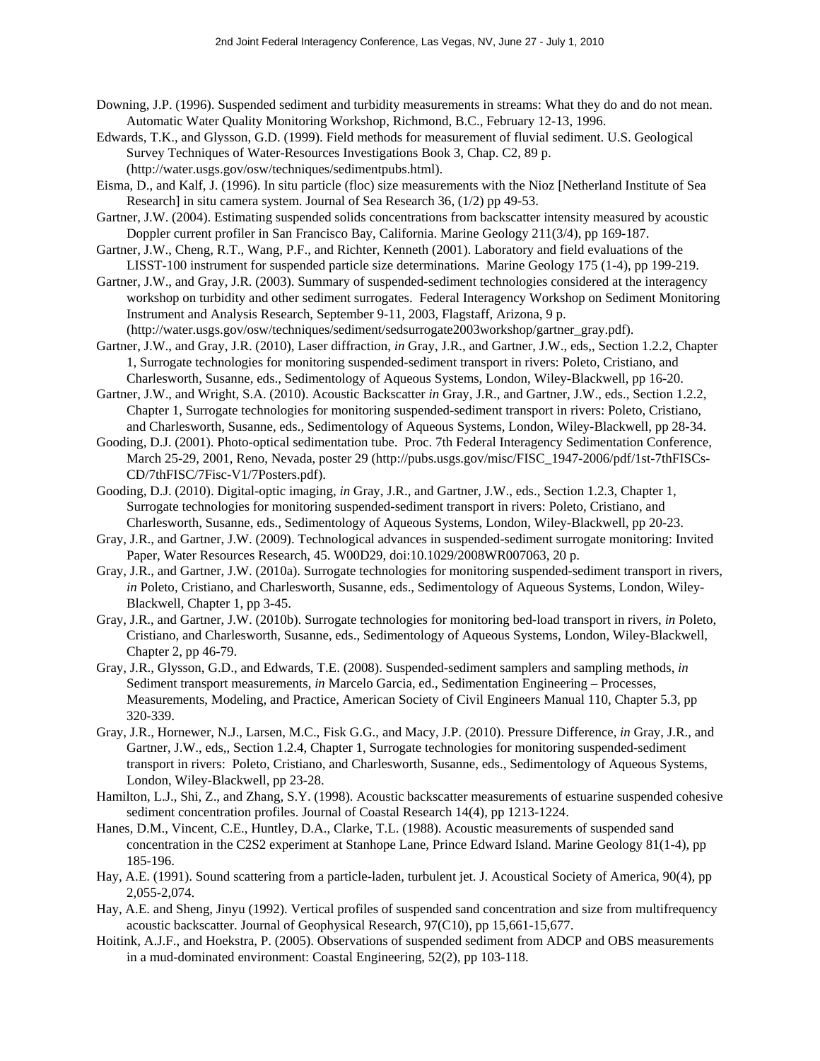Downing, J.P. (1996). Suspended sediment and turbidity measurements in streams: What they do and do not mean. Automatic Water Quality Monitoring Workshop, Richmond, B.C., February 12-13, 1996.

Edwards, T.K., and Glysson, G.D. (1999). Field methods for measurement of fluvial sediment. U.S. Geological Survey Techniques of Water-Resources Investigations Book 3, Chap. C2, 89 p. (http://water.usgs.gov/osw/techniques/sedimentpubs.html).

Eisma, D., and Kalf, J. (1996). In situ particle (floc) size measurements with the Nioz [Netherland Institute of Sea Research] in situ camera system. Journal of Sea Research 36, (1/2) pp 49-53.

Gartner, J.W. (2004). Estimating suspended solids concentrations from backscatter intensity measured by acoustic Doppler current profiler in San Francisco Bay, California. Marine Geology 211(3/4), pp 169-187.

Gartner, J.W., Cheng, R.T., Wang, P.F., and Richter, Kenneth (2001). Laboratory and field evaluations of the LISST-100 instrument for suspended particle size determinations. Marine Geology 175 (1-4), pp 199-219.

Gartner, J.W., and Gray, J.R. (2003). Summary of suspended-sediment technologies considered at the interagency workshop on turbidity and other sediment surrogates. Federal Interagency Workshop on Sediment Monitoring Instrument and Analysis Research, September 9-11, 2003, Flagstaff, Arizona, 9 p. (http://water.usgs.gov/osw/techniques/sediment/sedsurrogate2003workshop/gartner_gray.pdf).

Gartner, J.W., and Gray, J.R. (2010), Laser diffraction, *in* Gray, J.R., and Gartner, J.W., eds,, Section 1.2.2, Chapter 1, Surrogate technologies for monitoring suspended-sediment transport in rivers: Poleto, Cristiano, and Charlesworth, Susanne, eds., Sedimentology of Aqueous Systems, London, Wiley-Blackwell, pp 16-20.

Gartner, J.W., and Wright, S.A. (2010). Acoustic Backscatter *in* Gray, J.R., and Gartner, J.W., eds., Section 1.2.2, Chapter 1, Surrogate technologies for monitoring suspended-sediment transport in rivers: Poleto, Cristiano, and Charlesworth, Susanne, eds., Sedimentology of Aqueous Systems, London, Wiley-Blackwell, pp 28-34.

Gooding, D.J. (2001). Photo-optical sedimentation tube. Proc. 7th Federal Interagency Sedimentation Conference, March 25-29, 2001, Reno, Nevada, poster 29 (http://pubs.usgs.gov/misc/FISC_1947-2006/pdf/1st-7thFISCs-CD/7thFISC/7Fisc-V1/7Posters.pdf).

Gooding, D.J. (2010). Digital-optic imaging, *in* Gray, J.R., and Gartner, J.W., eds., Section 1.2.3, Chapter 1, Surrogate technologies for monitoring suspended-sediment transport in rivers: Poleto, Cristiano, and Charlesworth, Susanne, eds., Sedimentology of Aqueous Systems, London, Wiley-Blackwell, pp 20-23.

Gray, J.R., and Gartner, J.W. (2009). Technological advances in suspended-sediment surrogate monitoring: Invited Paper, Water Resources Research, 45. W00D29, doi:10.1029/2008WR007063, 20 p.

Gray, J.R., and Gartner, J.W. (2010a). Surrogate technologies for monitoring suspended-sediment transport in rivers, *in* Poleto, Cristiano, and Charlesworth, Susanne, eds., Sedimentology of Aqueous Systems, London, Wiley-Blackwell, Chapter 1, pp 3-45.

Gray, J.R., and Gartner, J.W. (2010b). Surrogate technologies for monitoring bed-load transport in rivers, *in* Poleto, Cristiano, and Charlesworth, Susanne, eds., Sedimentology of Aqueous Systems, London, Wiley-Blackwell, Chapter 2, pp 46-79.

Gray, J.R., Glysson, G.D., and Edwards, T.E. (2008). Suspended-sediment samplers and sampling methods, *in* Sediment transport measurements, *in* Marcelo Garcia, ed., Sedimentation Engineering – Processes, Measurements, Modeling, and Practice, American Society of Civil Engineers Manual 110, Chapter 5.3, pp 320-339.

Gray, J.R., Hornewer, N.J., Larsen, M.C., Fisk G.G., and Macy, J.P. (2010). Pressure Difference, *in* Gray, J.R., and Gartner, J.W., eds,, Section 1.2.4, Chapter 1, Surrogate technologies for monitoring suspended-sediment transport in rivers: Poleto, Cristiano, and Charlesworth, Susanne, eds., Sedimentology of Aqueous Systems, London, Wiley-Blackwell, pp 23-28.

Hamilton, L.J., Shi, Z., and Zhang, S.Y. (1998). Acoustic backscatter measurements of estuarine suspended cohesive sediment concentration profiles. Journal of Coastal Research 14(4), pp 1213-1224.

Hanes, D.M., Vincent, C.E., Huntley, D.A., Clarke, T.L. (1988). Acoustic measurements of suspended sand concentration in the C2S2 experiment at Stanhope Lane, Prince Edward Island. Marine Geology 81(1-4), pp 185-196.

Hay, A.E. (1991). Sound scattering from a particle-laden, turbulent jet. J. Acoustical Society of America, 90(4), pp 2,055-2,074.

Hay, A.E. and Sheng, Jinyu (1992). Vertical profiles of suspended sand concentration and size from multifrequency acoustic backscatter. Journal of Geophysical Research, 97(C10), pp 15,661-15,677.

Hoitink, A.J.F., and Hoekstra, P. (2005). Observations of suspended sediment from ADCP and OBS measurements in a mud-dominated environment: Coastal Engineering, 52(2), pp 103-118.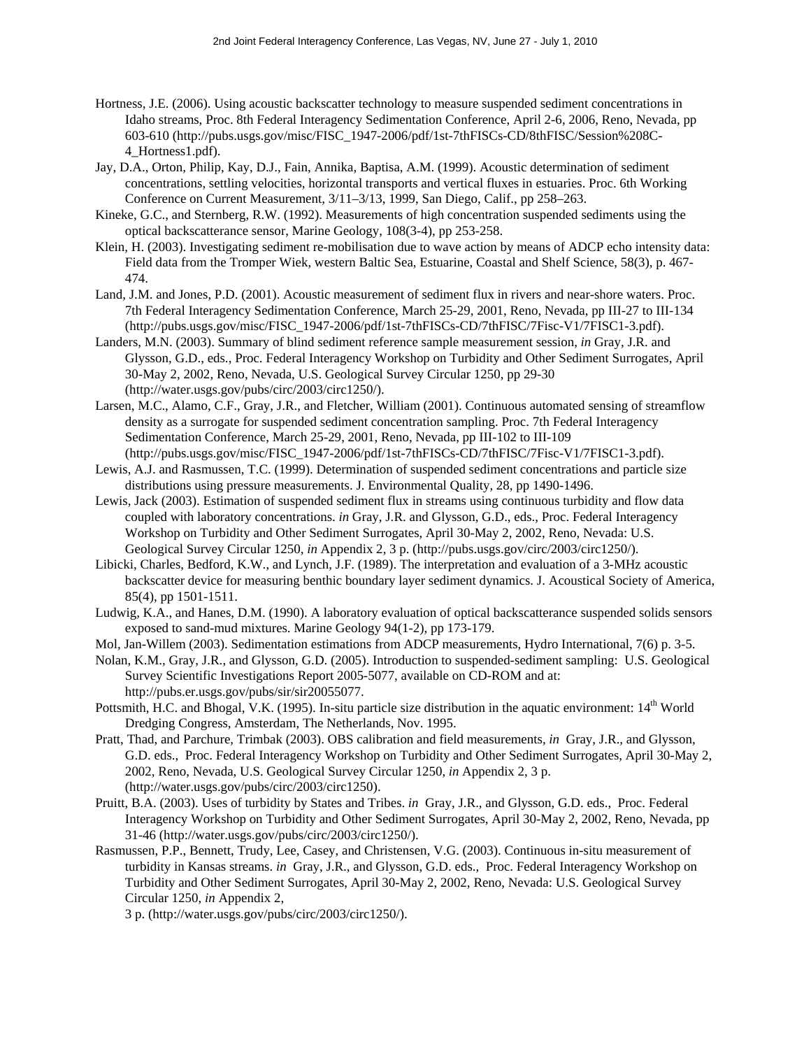Hortness, J.E. (2006). Using acoustic backscatter technology to measure suspended sediment concentrations in Idaho streams, Proc. 8th Federal Interagency Sedimentation Conference, April 2-6, 2006, Reno, Nevada, pp 603-610 (http://pubs.usgs.gov/misc/FISC_1947-2006/pdf/1st-7thFISCs-CD/8thFISC/Session%208C-4_Hortness1.pdf).

Jay, D.A., Orton, Philip, Kay, D.J., Fain, Annika, Baptisa, A.M. (1999). Acoustic determination of sediment concentrations, settling velocities, horizontal transports and vertical fluxes in estuaries. Proc. 6th Working Conference on Current Measurement, 3/11–3/13, 1999, San Diego, Calif., pp 258–263.

Kineke, G.C., and Sternberg, R.W. (1992). Measurements of high concentration suspended sediments using the optical backscatterance sensor, Marine Geology, 108(3-4), pp 253-258.

Klein, H. (2003). Investigating sediment re-mobilisation due to wave action by means of ADCP echo intensity data: Field data from the Tromper Wiek, western Baltic Sea, Estuarine, Coastal and Shelf Science, 58(3), p. 467-474.

Land, J.M. and Jones, P.D. (2001). Acoustic measurement of sediment flux in rivers and near-shore waters. Proc. 7th Federal Interagency Sedimentation Conference, March 25-29, 2001, Reno, Nevada, pp III-27 to III-134 (http://pubs.usgs.gov/misc/FISC_1947-2006/pdf/1st-7thFISCs-CD/7thFISC/7Fisc-V1/7FISC1-3.pdf).

Landers, M.N. (2003). Summary of blind sediment reference sample measurement session, *in* Gray, J.R. and Glysson, G.D., eds., Proc. Federal Interagency Workshop on Turbidity and Other Sediment Surrogates, April 30-May 2, 2002, Reno, Nevada, U.S. Geological Survey Circular 1250, pp 29-30 (http://water.usgs.gov/pubs/circ/2003/circ1250/).

Larsen, M.C., Alamo, C.F., Gray, J.R., and Fletcher, William (2001). Continuous automated sensing of streamflow density as a surrogate for suspended sediment concentration sampling. Proc. 7th Federal Interagency Sedimentation Conference, March 25-29, 2001, Reno, Nevada, pp III-102 to III-109 (http://pubs.usgs.gov/misc/FISC_1947-2006/pdf/1st-7thFISCs-CD/7thFISC/7Fisc-V1/7FISC1-3.pdf).

Lewis, A.J. and Rasmussen, T.C. (1999). Determination of suspended sediment concentrations and particle size distributions using pressure measurements. J. Environmental Quality, 28, pp 1490-1496.

Lewis, Jack (2003). Estimation of suspended sediment flux in streams using continuous turbidity and flow data coupled with laboratory concentrations. *in* Gray, J.R. and Glysson, G.D., eds., Proc. Federal Interagency Workshop on Turbidity and Other Sediment Surrogates, April 30-May 2, 2002, Reno, Nevada: U.S. Geological Survey Circular 1250, *in* Appendix 2, 3 p. (http://pubs.usgs.gov/circ/2003/circ1250/).

Libicki, Charles, Bedford, K.W., and Lynch, J.F. (1989). The interpretation and evaluation of a 3-MHz acoustic backscatter device for measuring benthic boundary layer sediment dynamics. J. Acoustical Society of America, 85(4), pp 1501-1511.

Ludwig, K.A., and Hanes, D.M. (1990). A laboratory evaluation of optical backscatterance suspended solids sensors exposed to sand-mud mixtures. Marine Geology 94(1-2), pp 173-179.

Mol, Jan-Willem (2003). Sedimentation estimations from ADCP measurements, Hydro International, 7(6) p. 3-5.

Nolan, K.M., Gray, J.R., and Glysson, G.D. (2005). Introduction to suspended-sediment sampling: U.S. Geological Survey Scientific Investigations Report 2005-5077, available on CD-ROM and at: http://pubs.er.usgs.gov/pubs/sir/sir20055077.

Pottsmith, H.C. and Bhogal, V.K. (1995). In-situ particle size distribution in the aquatic environment: 14th World Dredging Congress, Amsterdam, The Netherlands, Nov. 1995.

Pratt, Thad, and Parchure, Trimbak (2003). OBS calibration and field measurements, *in* Gray, J.R., and Glysson, G.D. eds., Proc. Federal Interagency Workshop on Turbidity and Other Sediment Surrogates, April 30-May 2, 2002, Reno, Nevada, U.S. Geological Survey Circular 1250, *in* Appendix 2, 3 p. (http://water.usgs.gov/pubs/circ/2003/circ1250).

Pruitt, B.A. (2003). Uses of turbidity by States and Tribes. *in* Gray, J.R., and Glysson, G.D. eds., Proc. Federal Interagency Workshop on Turbidity and Other Sediment Surrogates, April 30-May 2, 2002, Reno, Nevada, pp 31-46 (http://water.usgs.gov/pubs/circ/2003/circ1250/).

Rasmussen, P.P., Bennett, Trudy, Lee, Casey, and Christensen, V.G. (2003). Continuous in-situ measurement of turbidity in Kansas streams. *in* Gray, J.R., and Glysson, G.D. eds., Proc. Federal Interagency Workshop on Turbidity and Other Sediment Surrogates, April 30-May 2, 2002, Reno, Nevada: U.S. Geological Survey Circular 1250, *in* Appendix 2, 3 p. (http://water.usgs.gov/pubs/circ/2003/circ1250/).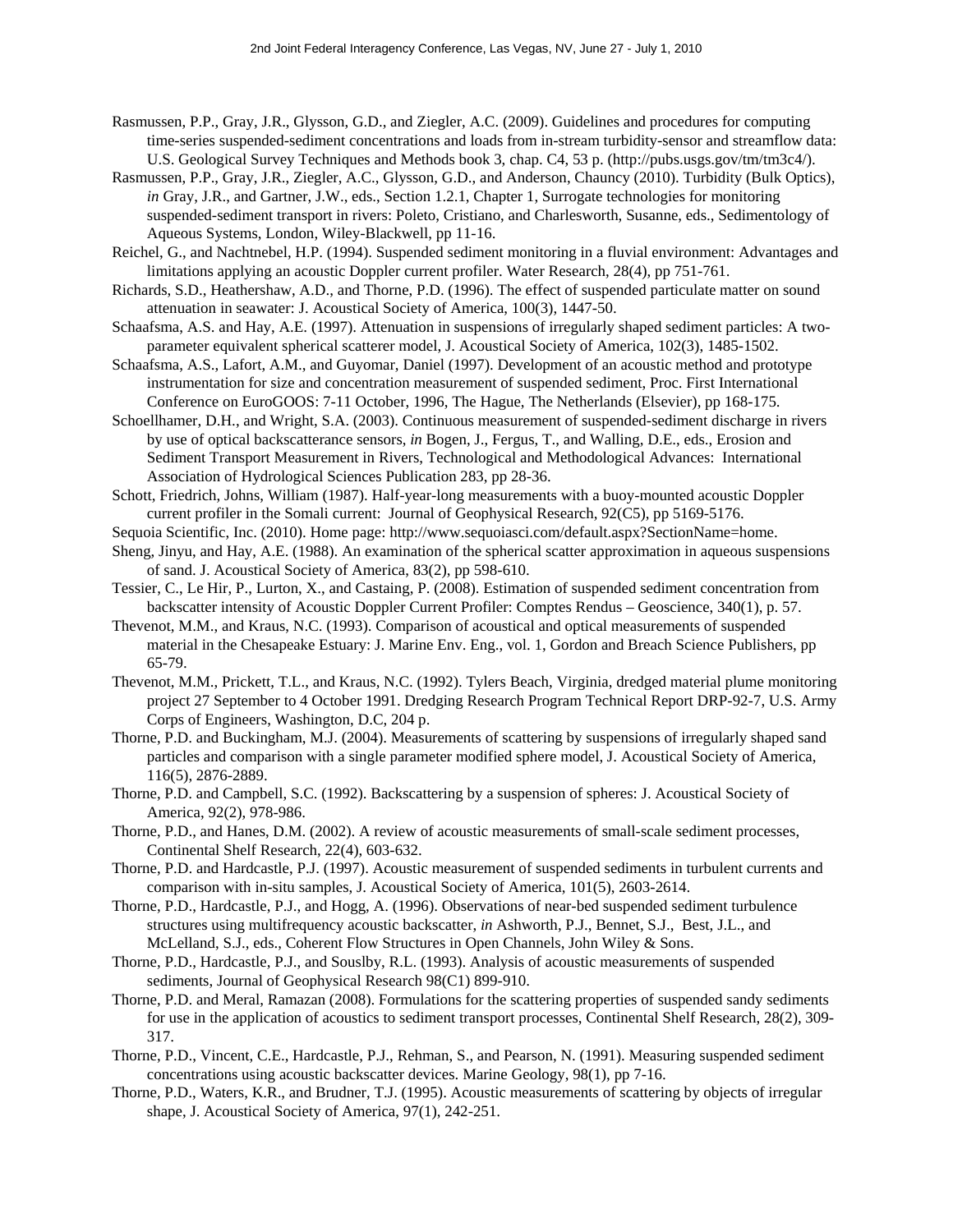Rasmussen, P.P., Gray, J.R., Glysson, G.D., and Ziegler, A.C. (2009). Guidelines and procedures for computing time-series suspended-sediment concentrations and loads from in-stream turbidity-sensor and streamflow data: U.S. Geological Survey Techniques and Methods book 3, chap. C4, 53 p. (http://pubs.usgs.gov/tm/tm3c4/).

Rasmussen, P.P., Gray, J.R., Ziegler, A.C., Glysson, G.D., and Anderson, Chauncy (2010). Turbidity (Bulk Optics), *in* Gray, J.R., and Gartner, J.W., eds., Section 1.2.1, Chapter 1, Surrogate technologies for monitoring suspended-sediment transport in rivers: Poleto, Cristiano, and Charlesworth, Susanne, eds., Sedimentology of Aqueous Systems, London, Wiley-Blackwell, pp 11-16.

Reichel, G., and Nachtnebel, H.P. (1994). Suspended sediment monitoring in a fluvial environment: Advantages and limitations applying an acoustic Doppler current profiler. Water Research, 28(4), pp 751-761.

Richards, S.D., Heathershaw, A.D., and Thorne, P.D. (1996). The effect of suspended particulate matter on sound attenuation in seawater: J. Acoustical Society of America, 100(3), 1447-50.

Schaafsma, A.S. and Hay, A.E. (1997). Attenuation in suspensions of irregularly shaped sediment particles: A two-parameter equivalent spherical scatterer model, J. Acoustical Society of America, 102(3), 1485-1502.

Schaafsma, A.S., Lafort, A.M., and Guyomar, Daniel (1997). Development of an acoustic method and prototype instrumentation for size and concentration measurement of suspended sediment, Proc. First International Conference on EuroGOOS: 7-11 October, 1996, The Hague, The Netherlands (Elsevier), pp 168-175.

Schoellhamer, D.H., and Wright, S.A. (2003). Continuous measurement of suspended-sediment discharge in rivers by use of optical backscatterance sensors, *in* Bogen, J., Fergus, T., and Walling, D.E., eds., Erosion and Sediment Transport Measurement in Rivers, Technological and Methodological Advances: International Association of Hydrological Sciences Publication 283, pp 28-36.

Schott, Friedrich, Johns, William (1987). Half-year-long measurements with a buoy-mounted acoustic Doppler current profiler in the Somali current: Journal of Geophysical Research, 92(C5), pp 5169-5176.

Sequoia Scientific, Inc. (2010). Home page: http://www.sequoiasci.com/default.aspx?SectionName=home.

Sheng, Jinyu, and Hay, A.E. (1988). An examination of the spherical scatter approximation in aqueous suspensions of sand. J. Acoustical Society of America, 83(2), pp 598-610.

Tessier, C., Le Hir, P., Lurton, X., and Castaing, P. (2008). Estimation of suspended sediment concentration from backscatter intensity of Acoustic Doppler Current Profiler: Comptes Rendus – Geoscience, 340(1), p. 57.

Thevenot, M.M., and Kraus, N.C. (1993). Comparison of acoustical and optical measurements of suspended material in the Chesapeake Estuary: J. Marine Env. Eng., vol. 1, Gordon and Breach Science Publishers, pp 65-79.

Thevenot, M.M., Prickett, T.L., and Kraus, N.C. (1992). Tylers Beach, Virginia, dredged material plume monitoring project 27 September to 4 October 1991. Dredging Research Program Technical Report DRP-92-7, U.S. Army Corps of Engineers, Washington, D.C, 204 p.

Thorne, P.D. and Buckingham, M.J. (2004). Measurements of scattering by suspensions of irregularly shaped sand particles and comparison with a single parameter modified sphere model, J. Acoustical Society of America, 116(5), 2876-2889.

Thorne, P.D. and Campbell, S.C. (1992). Backscattering by a suspension of spheres: J. Acoustical Society of America, 92(2), 978-986.

Thorne, P.D., and Hanes, D.M. (2002). A review of acoustic measurements of small-scale sediment processes, Continental Shelf Research, 22(4), 603-632.

Thorne, P.D. and Hardcastle, P.J. (1997). Acoustic measurement of suspended sediments in turbulent currents and comparison with in-situ samples, J. Acoustical Society of America, 101(5), 2603-2614.

Thorne, P.D., Hardcastle, P.J., and Hogg, A. (1996). Observations of near-bed suspended sediment turbulence structures using multifrequency acoustic backscatter, *in* Ashworth, P.J., Bennet, S.J., Best, J.L., and McLelland, S.J., eds., Coherent Flow Structures in Open Channels, John Wiley & Sons.

Thorne, P.D., Hardcastle, P.J., and Soulsby, R.L. (1993). Analysis of acoustic measurements of suspended sediments, Journal of Geophysical Research 98(C1) 899-910.

Thorne, P.D. and Meral, Ramazan (2008). Formulations for the scattering properties of suspended sandy sediments for use in the application of acoustics to sediment transport processes, Continental Shelf Research, 28(2), 309-317.

Thorne, P.D., Vincent, C.E., Hardcastle, P.J., Rehman, S., and Pearson, N. (1991). Measuring suspended sediment concentrations using acoustic backscatter devices. Marine Geology, 98(1), pp 7-16.

Thorne, P.D., Waters, K.R., and Brudner, T.J. (1995). Acoustic measurements of scattering by objects of irregular shape, J. Acoustical Society of America, 97(1), 242-251.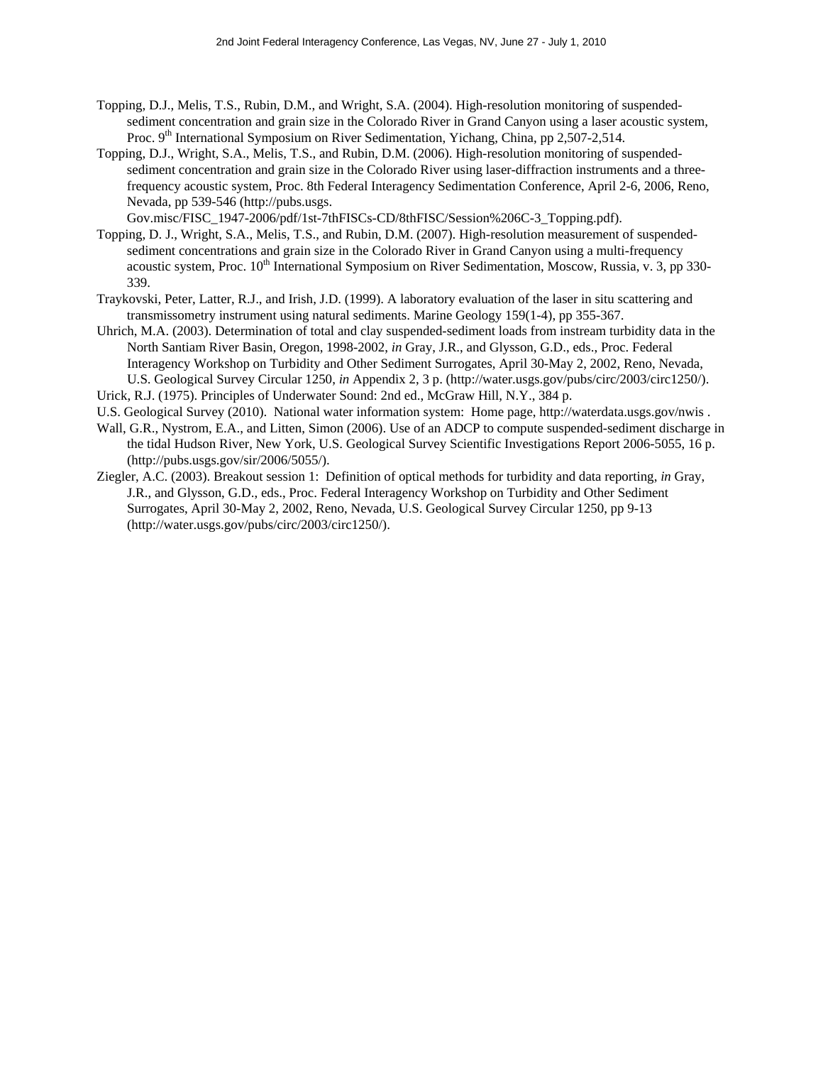Topping, D.J., Melis, T.S., Rubin, D.M., and Wright, S.A. (2004). High-resolution monitoring of suspended-sediment concentration and grain size in the Colorado River in Grand Canyon using a laser acoustic system, Proc. 9th International Symposium on River Sedimentation, Yichang, China, pp 2,507-2,514.

Topping, D.J., Wright, S.A., Melis, T.S., and Rubin, D.M. (2006). High-resolution monitoring of suspended-sediment concentration and grain size in the Colorado River using laser-diffraction instruments and a three-frequency acoustic system, Proc. 8th Federal Interagency Sedimentation Conference, April 2-6, 2006, Reno, Nevada, pp 539-546 (http://pubs.usgs. Gov.misc/FISC_1947-2006/pdf/1st-7thFISCs-CD/8thFISC/Session%206C-3_Topping.pdf).

Topping, D. J., Wright, S.A., Melis, T.S., and Rubin, D.M. (2007). High-resolution measurement of suspended-sediment concentrations and grain size in the Colorado River in Grand Canyon using a multi-frequency acoustic system, Proc. 10th International Symposium on River Sedimentation, Moscow, Russia, v. 3, pp 330-339.

Traykovski, Peter, Latter, R.J., and Irish, J.D. (1999). A laboratory evaluation of the laser in situ scattering and transmissometry instrument using natural sediments. Marine Geology 159(1-4), pp 355-367.

Uhrich, M.A. (2003). Determination of total and clay suspended-sediment loads from instream turbidity data in the North Santiam River Basin, Oregon, 1998-2002, *in* Gray, J.R., and Glysson, G.D., eds., Proc. Federal Interagency Workshop on Turbidity and Other Sediment Surrogates, April 30-May 2, 2002, Reno, Nevada, U.S. Geological Survey Circular 1250, *in* Appendix 2, 3 p. (http://water.usgs.gov/pubs/circ/2003/circ1250/).

Urick, R.J. (1975). Principles of Underwater Sound: 2nd ed., McGraw Hill, N.Y., 384 p.

U.S. Geological Survey (2010). National water information system: Home page, http://waterdata.usgs.gov/nwis .

Wall, G.R., Nystrom, E.A., and Litten, Simon (2006). Use of an ADCP to compute suspended-sediment discharge in the tidal Hudson River, New York, U.S. Geological Survey Scientific Investigations Report 2006-5055, 16 p. (http://pubs.usgs.gov/sir/2006/5055/).

Ziegler, A.C. (2003). Breakout session 1: Definition of optical methods for turbidity and data reporting, *in* Gray, J.R., and Glysson, G.D., eds., Proc. Federal Interagency Workshop on Turbidity and Other Sediment Surrogates, April 30-May 2, 2002, Reno, Nevada, U.S. Geological Survey Circular 1250, pp 9-13 (http://water.usgs.gov/pubs/circ/2003/circ1250/).